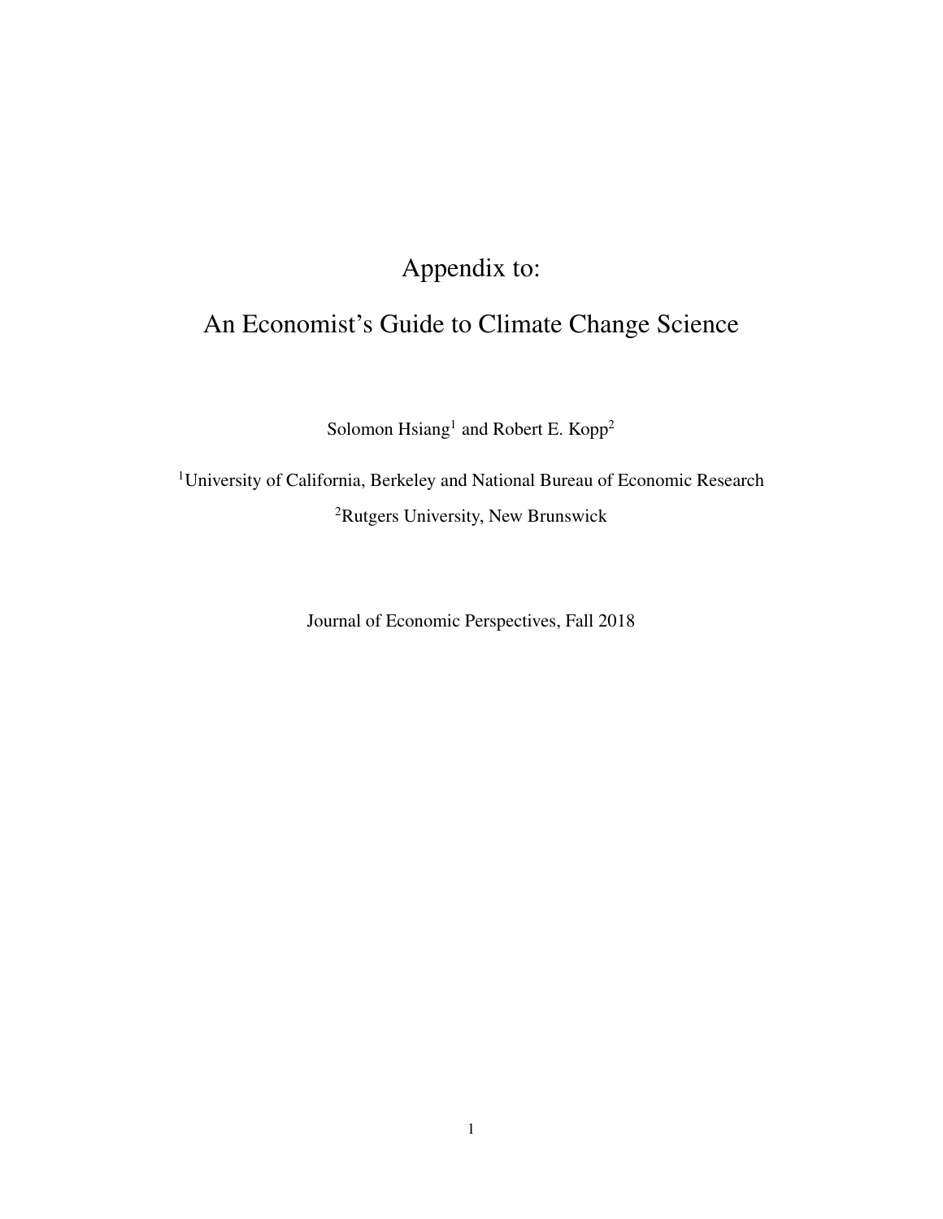# Appendix to:

# An Economist's Guide to Climate Change Science

Solomon Hsiang[1] and Robert E. Kopp[2]

[1]University of California, Berkeley and National Bureau of Economic Research

[2]Rutgers University, New Brunswick

Journal of Economic Perspectives, Fall 2018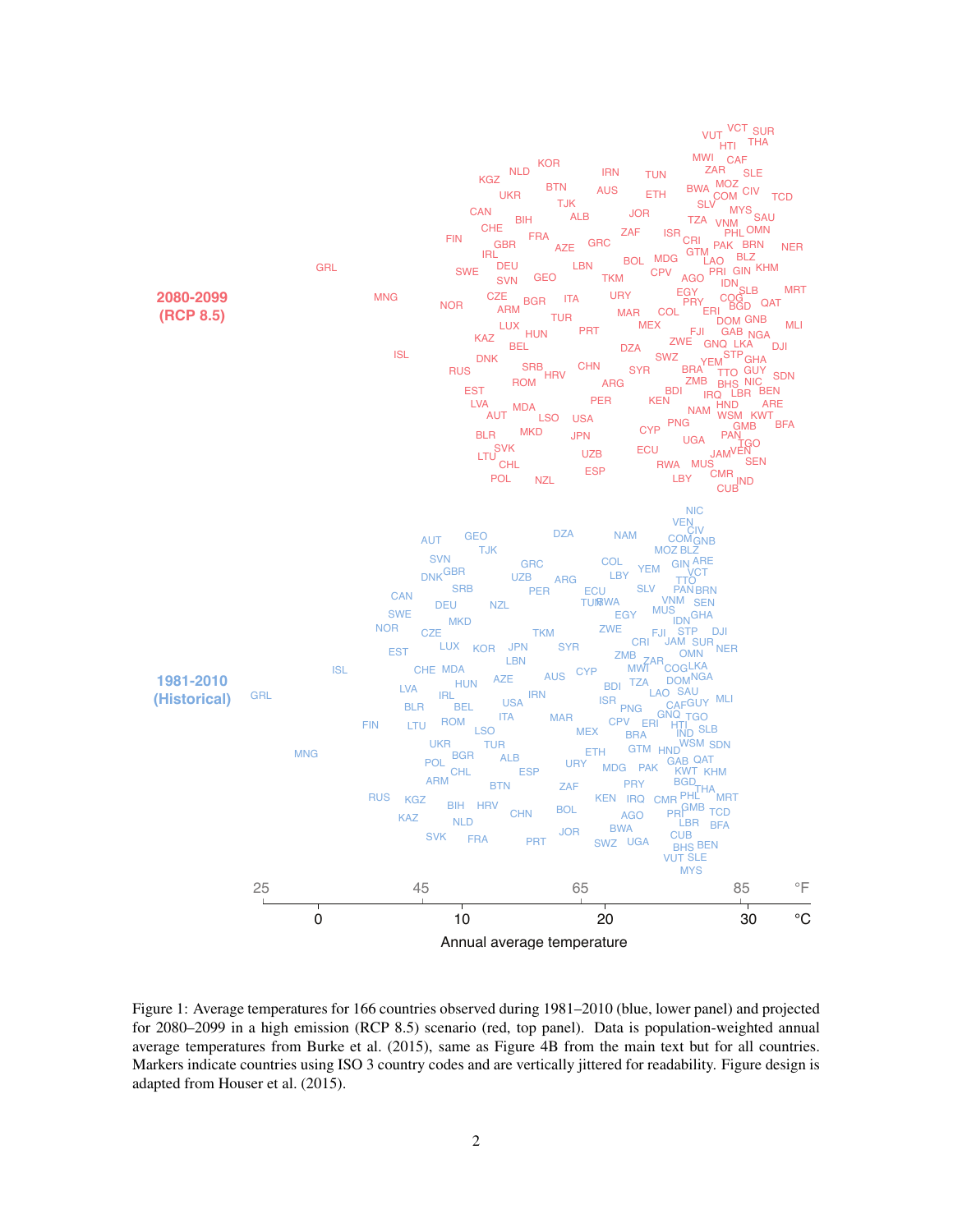Figure 1: Average temperatures for 166 countries observed during 1981–2010 (blue, lower panel) and projected for 2080–2099 in a high emission (RCP 8.5) scenario (red, top panel). Data is population-weighted annual average temperatures from Burke et al. (2015), same as Figure 4B from the main text but for all countries. Markers indicate countries using ISO 3 country codes and are vertically jittered for readability. Figure design is adapted from Houser et al. (2015).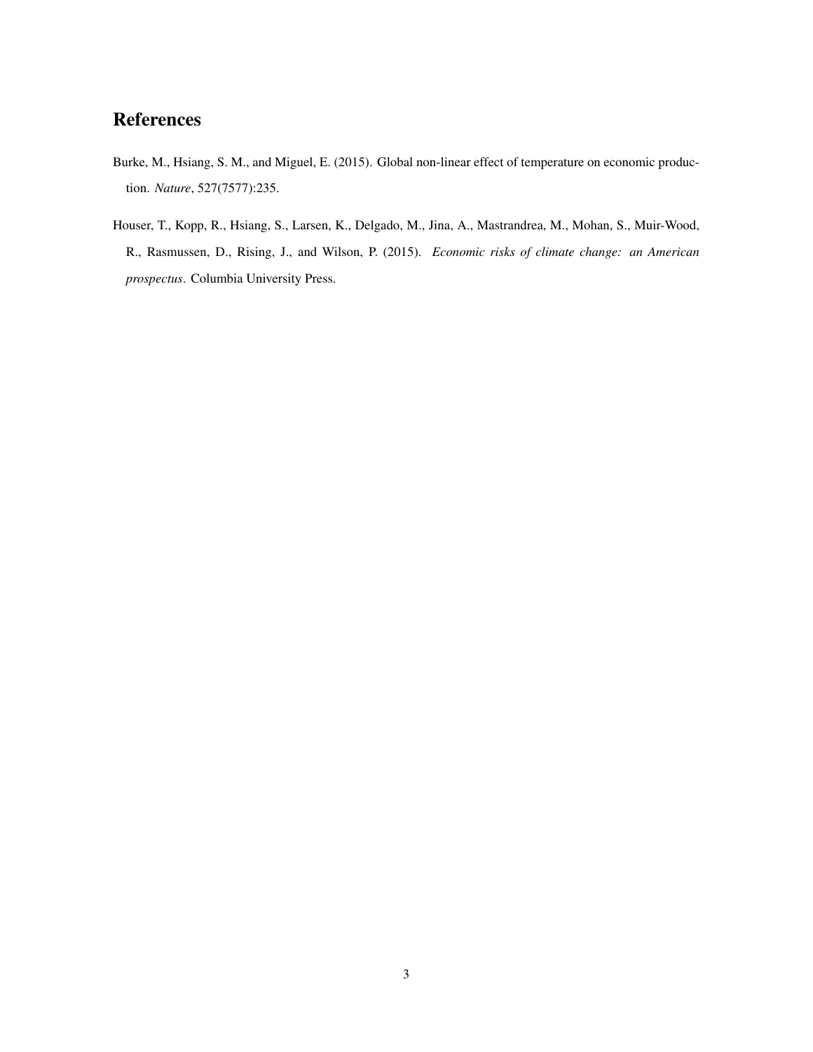## References

Burke, M., Hsiang, S. M., and Miguel, E. (2015). Global non-linear effect of temperature on economic production. *Nature*, 527(7577):235.

Houser, T., Kopp, R., Hsiang, S., Larsen, K., Delgado, M., Jina, A., Mastrandrea, M., Mohan, S., Muir-Wood, R., Rasmussen, D., Rising, J., and Wilson, P. (2015). *Economic risks of climate change: an American prospectus*. Columbia University Press.